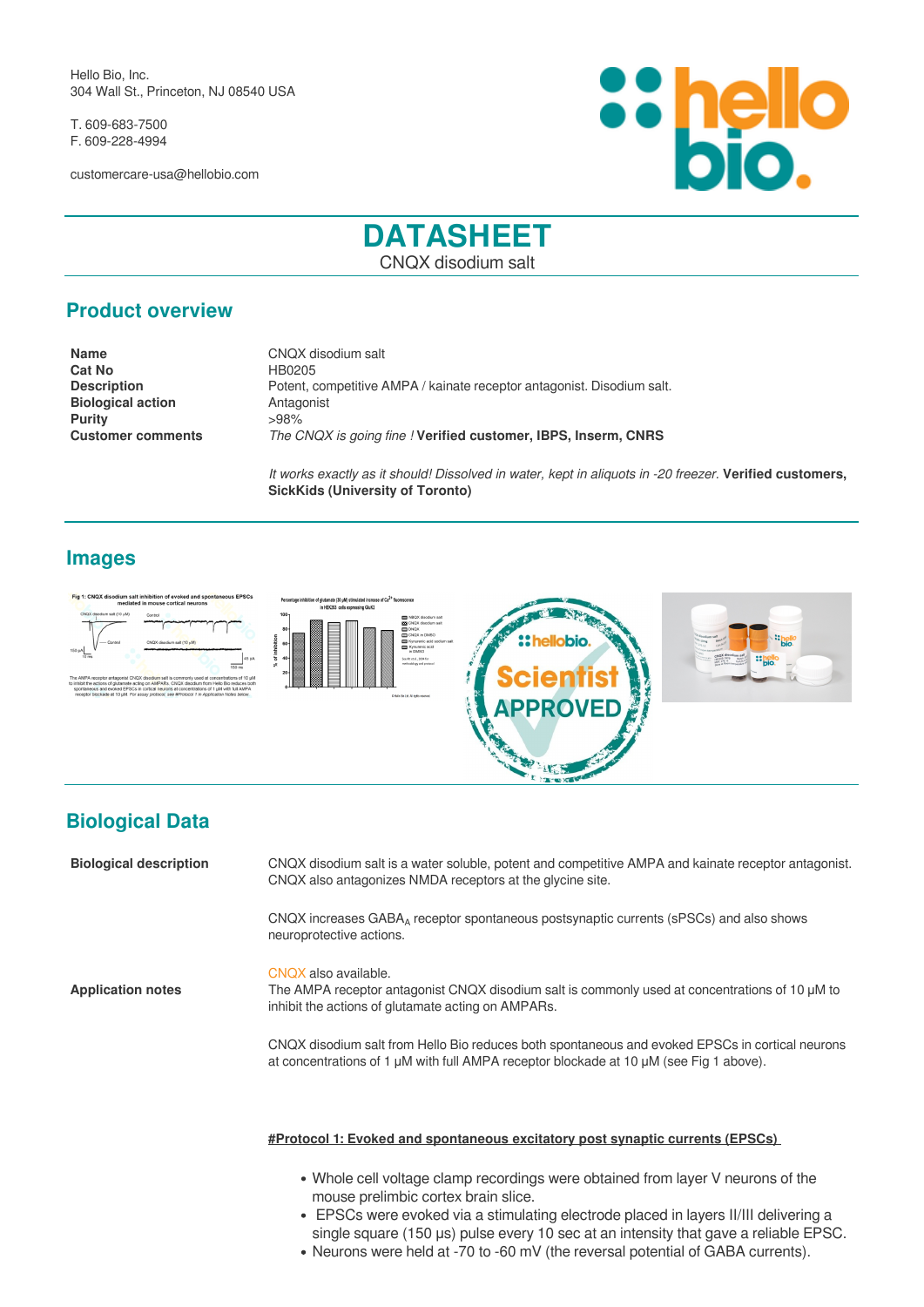Hello Bio, Inc.
304 Wall St., Princeton, NJ 08540 USA

T. 609-683-7500
F. 609-228-4994

customercare-usa@hellobio.com

# DATASHEET

CNQX disodium salt

## Product overview

| | |
|---|---|
| **Name** | CNQX disodium salt |
| **Cat No** | HB0205 |
| **Description** | Potent, competitive AMPA / kainate receptor antagonist. Disodium salt. |
| **Biological action** | Antagonist |
| **Purity** | >98% |
| **Customer comments** | *The CNQX is going fine !* **Verified customer, IBPS, Inserm, CNRS** |
| | *It works exactly as it should! Dissolved in water, kept in aliquots in -20 freezer.* **Verified customers, SickKids (University of Toronto)** |

## Images

## Biological Data

**Biological description**

CNQX disodium salt is a water soluble, potent and competitive AMPA and kainate receptor antagonist. CNQX also antagonizes NMDA receptors at the glycine site.

CNQX increases $GABA_A$ receptor spontaneous postsynaptic currents (sPSCs) and also shows neuroprotective actions.

CNQX also available.

**Application notes**

The AMPA receptor antagonist CNQX disodium salt is commonly used at concentrations of 10 μM to inhibit the actions of glutamate acting on AMPARs.

CNQX disodium salt from Hello Bio reduces both spontaneous and evoked EPSCs in cortical neurons at concentrations of 1 μM with full AMPA receptor blockade at 10 μM (see Fig 1 above).

**#Protocol 1: Evoked and spontaneous excitatory post synaptic currents (EPSCs)**

- Whole cell voltage clamp recordings were obtained from layer V neurons of the mouse prelimbic cortex brain slice.
- EPSCs were evoked via a stimulating electrode placed in layers II/III delivering a single square (150 μs) pulse every 10 sec at an intensity that gave a reliable EPSC.
- Neurons were held at -70 to -60 mV (the reversal potential of GABA currents).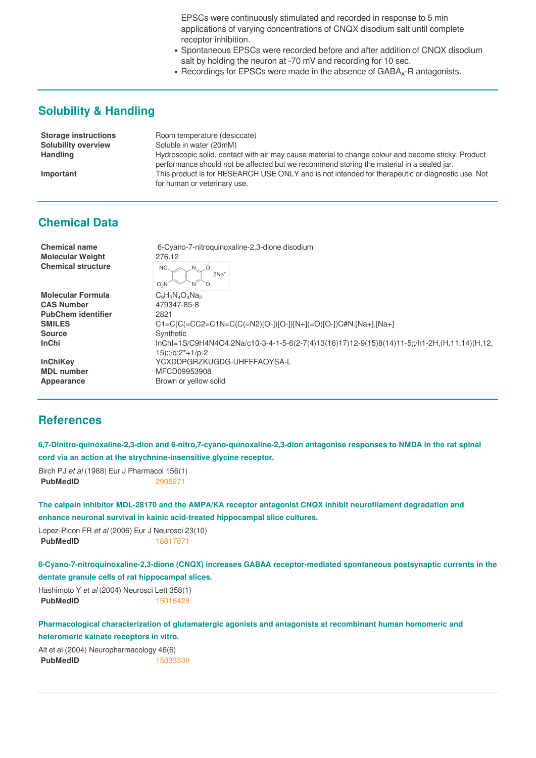EPSCs were continuously stimulated and recorded in response to 5 min applications of varying concentrations of CNQX disodium salt until complete receptor inhibition.

- Spontaneous EPSCs were recorded before and after addition of CNQX disodium salt by holding the neuron at -70 mV and recording for 10 sec.
- Recordings for EPSCs were made in the absence of $GABA_A$-R antagonists.

## Solubility & Handling

| | |
|---|---|
| **Storage instructions** | Room temperature (desiccate) |
| **Solubility overview** | Soluble in water (20mM) |
| **Handling** | Hydroscopic solid, contact with air may cause material to change colour and become sticky. Product performance should not be affected but we recommend storing the material in a sealed jar. |
| **Important** | This product is for RESEARCH USE ONLY and is not intended for therapeutic or diagnostic use. Not for human or veterinary use. |

## Chemical Data

| | |
|---|---|
| **Chemical name** | 6-Cyano-7-nitroquinoxaline-2,3-dione disodium |
| **Molecular Weight** | 276.12 |
| **Chemical structure** | NC, $O_2N$, N, N, $\bar{O}$, $\bar{O}$, $2Na^+$ |
| **Molecular Formula** | $C_9H_2N_4O_4Na_2$ |
| **CAS Number** | 479347-85-8 |
| **PubChem identifier** | 2821 |
| **SMILES** | C1=C(C(=CC2=C1N=C(C(=N2)[O-])[O-])[N+](=O)[O-])C#N.[Na+].[Na+] |
| **Source** | Synthetic |
| **InChi** | InChI=1S/C9H4N4O4.2Na/c10-3-4-1-5-6(2-7(4)13(16)17)12-9(15)8(14)11-5;;/h1-2H,(H,11,14)(H,12,15);;/q;2*+1/p-2 |
| **InChiKey** | YCXDDPGRZKUGDG-UHFFFAOYSA-L |
| **MDL number** | MFCD09953908 |
| **Appearance** | Brown or yellow solid |

## References

**6,7-Dinitro-quinoxaline-2,3-dion and 6-nitro,7-cyano-quinoxaline-2,3-dion antagonise responses to NMDA in the rat spinal cord via an action at the strychnine-insensitive glycine receptor.**

Birch PJ *et al* (1988) Eur J Pharmacol 156(1)
**PubMedID** 2905271

**The calpain inhibitor MDL-28170 and the AMPA/KA receptor antagonist CNQX inhibit neurofilament degradation and enhance neuronal survival in kainic acid-treated hippocampal slice cultures.**

Lopez-Picon FR *et al* (2006) Eur J Neurosci 23(10)
**PubMedID** 16817871

**6-Cyano-7-nitroquinoxaline-2,3-dione (CNQX) increases GABAA receptor-mediated spontaneous postsynaptic currents in the dentate granule cells of rat hippocampal slices.**

Hashimoto Y *et al* (2004) Neurosci Lett 358(1)
**PubMedID** 15016428

**Pharmacological characterization of glutamatergic agonists and antagonists at recombinant human homomeric and heteromeric kainate receptors in vitro.**

Alt et al (2004) Neuropharmacology 46(6)
**PubMedID** 15033339